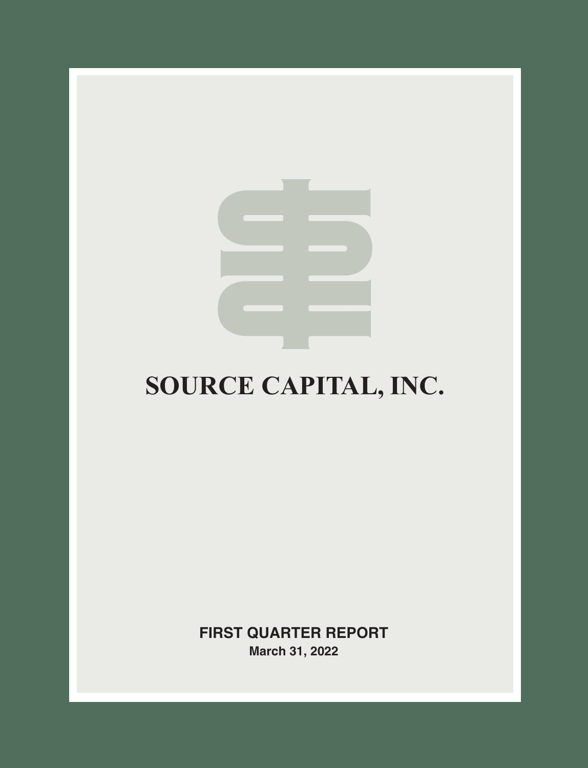# SOURCE CAPITAL, INC.

**FIRST QUARTER REPORT**

**March 31, 2022**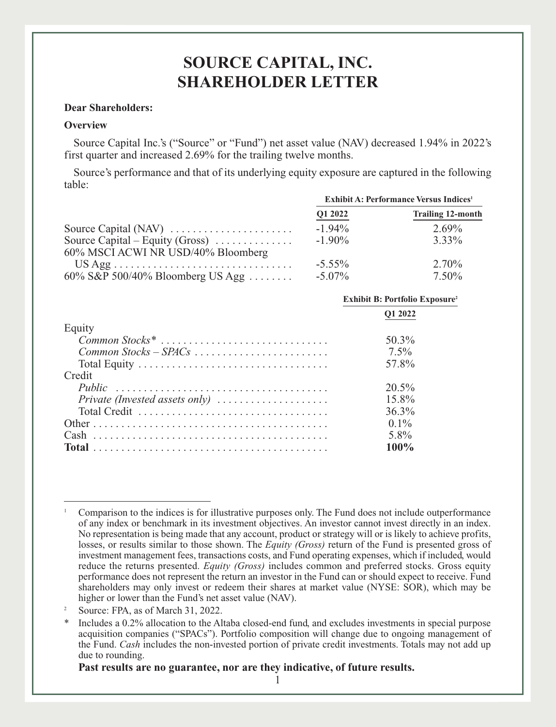# SOURCE CAPITAL, INC.
# SHAREHOLDER LETTER

**Dear Shareholders:**

**Overview**

Source Capital Inc.'s ("Source" or "Fund") net asset value (NAV) decreased 1.94% in 2022's first quarter and increased 2.69% for the trailing twelve months.

Source's performance and that of its underlying equity exposure are captured in the following table:

| | Exhibit A: Performance Versus Indices[1] | |
|---|---|---|
| | Q1 2022 | Trailing 12-month |
| Source Capital (NAV) | -1.94% | 2.69% |
| Source Capital – Equity (Gross) | -1.90% | 3.33% |
| 60% MSCI ACWI NR USD/40% Bloomberg US Agg | -5.55% | 2.70% |
| 60% S&P 500/40% Bloomberg US Agg | -5.07% | 7.50% |

| | Exhibit B: Portfolio Exposure[2] |
|---|---|
| | Q1 2022 |
| Equity | |
| *Common Stocks** | 50.3% |
| *Common Stocks – SPACs* | 7.5% |
| Total Equity | 57.8% |
| Credit | |
| *Public* | 20.5% |
| *Private (Invested assets only)* | 15.8% |
| Total Credit | 36.3% |
| Other | 0.1% |
| Cash | 5.8% |
| **Total** | **100%** |

---

[1] Comparison to the indices is for illustrative purposes only. The Fund does not include outperformance of any index or benchmark in its investment objectives. An investor cannot invest directly in an index. No representation is being made that any account, product or strategy will or is likely to achieve profits, losses, or results similar to those shown. The *Equity (Gross)* return of the Fund is presented gross of investment management fees, transactions costs, and Fund operating expenses, which if included, would reduce the returns presented. *Equity (Gross)* includes common and preferred stocks. Gross equity performance does not represent the return an investor in the Fund can or should expect to receive. Fund shareholders may only invest or redeem their shares at market value (NYSE: SOR), which may be higher or lower than the Fund's net asset value (NAV).

[2] Source: FPA, as of March 31, 2022.

\* Includes a 0.2% allocation to the Altaba closed-end fund, and excludes investments in special purpose acquisition companies ("SPACs"). Portfolio composition will change due to ongoing management of the Fund. *Cash* includes the non-invested portion of private credit investments. Totals may not add up due to rounding.

**Past results are no guarantee, nor are they indicative, of future results.**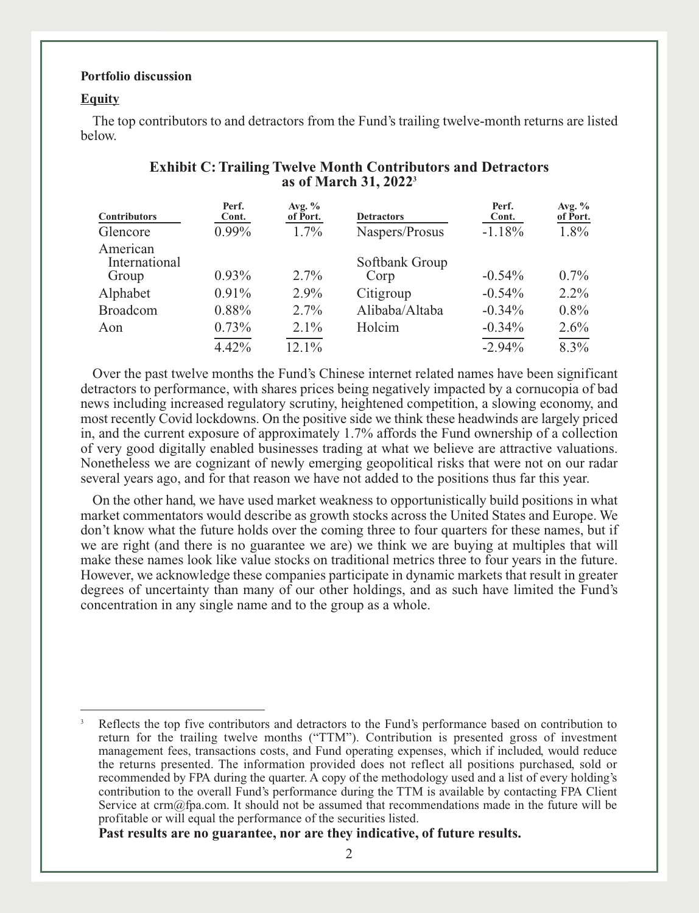**Portfolio discussion**

**Equity**

The top contributors to and detractors from the Fund's trailing twelve-month returns are listed below.

**Exhibit C: Trailing Twelve Month Contributors and Detractors as of March 31, 2022**[3]

| Contributors | Perf. Cont. | Avg. % of Port. | Detractors | Perf. Cont. | Avg. % of Port. |
|---|---|---|---|---|---|
| Glencore | 0.99% | 1.7% | Naspers/Prosus | -1.18% | 1.8% |
| American International Group | 0.93% | 2.7% | Softbank Group Corp | -0.54% | 0.7% |
| Alphabet | 0.91% | 2.9% | Citigroup | -0.54% | 2.2% |
| Broadcom | 0.88% | 2.7% | Alibaba/Altaba | -0.34% | 0.8% |
| Aon | 0.73% | 2.1% | Holcim | -0.34% | 2.6% |
| | 4.42% | 12.1% | | -2.94% | 8.3% |

Over the past twelve months the Fund's Chinese internet related names have been significant detractors to performance, with shares prices being negatively impacted by a cornucopia of bad news including increased regulatory scrutiny, heightened competition, a slowing economy, and most recently Covid lockdowns. On the positive side we think these headwinds are largely priced in, and the current exposure of approximately 1.7% affords the Fund ownership of a collection of very good digitally enabled businesses trading at what we believe are attractive valuations. Nonetheless we are cognizant of newly emerging geopolitical risks that were not on our radar several years ago, and for that reason we have not added to the positions thus far this year.

On the other hand, we have used market weakness to opportunistically build positions in what market commentators would describe as growth stocks across the United States and Europe. We don't know what the future holds over the coming three to four quarters for these names, but if we are right (and there is no guarantee we are) we think we are buying at multiples that will make these names look like value stocks on traditional metrics three to four years in the future. However, we acknowledge these companies participate in dynamic markets that result in greater degrees of uncertainty than many of our other holdings, and as such have limited the Fund's concentration in any single name and to the group as a whole.

---

[3] Reflects the top five contributors and detractors to the Fund's performance based on contribution to return for the trailing twelve months ("TTM"). Contribution is presented gross of investment management fees, transactions costs, and Fund operating expenses, which if included, would reduce the returns presented. The information provided does not reflect all positions purchased, sold or recommended by FPA during the quarter. A copy of the methodology used and a list of every holding's contribution to the overall Fund's performance during the TTM is available by contacting FPA Client Service at crm@fpa.com. It should not be assumed that recommendations made in the future will be profitable or will equal the performance of the securities listed.

**Past results are no guarantee, nor are they indicative, of future results.**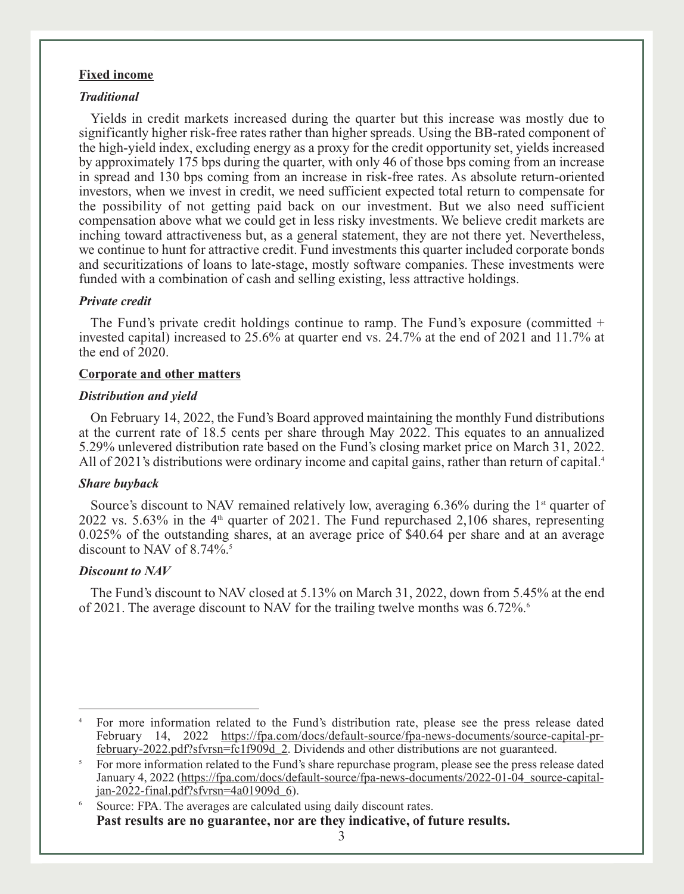**Fixed income**

***Traditional***

Yields in credit markets increased during the quarter but this increase was mostly due to significantly higher risk-free rates rather than higher spreads. Using the BB-rated component of the high-yield index, excluding energy as a proxy for the credit opportunity set, yields increased by approximately 175 bps during the quarter, with only 46 of those bps coming from an increase in spread and 130 bps coming from an increase in risk-free rates. As absolute return-oriented investors, when we invest in credit, we need sufficient expected total return to compensate for the possibility of not getting paid back on our investment. But we also need sufficient compensation above what we could get in less risky investments. We believe credit markets are inching toward attractiveness but, as a general statement, they are not there yet. Nevertheless, we continue to hunt for attractive credit. Fund investments this quarter included corporate bonds and securitizations of loans to late-stage, mostly software companies. These investments were funded with a combination of cash and selling existing, less attractive holdings.

***Private credit***

The Fund's private credit holdings continue to ramp. The Fund's exposure (committed + invested capital) increased to 25.6% at quarter end vs. 24.7% at the end of 2021 and 11.7% at the end of 2020.

**Corporate and other matters**

***Distribution and yield***

On February 14, 2022, the Fund's Board approved maintaining the monthly Fund distributions at the current rate of 18.5 cents per share through May 2022. This equates to an annualized 5.29% unlevered distribution rate based on the Fund's closing market price on March 31, 2022. All of 2021's distributions were ordinary income and capital gains, rather than return of capital.[4]

***Share buyback***

Source's discount to NAV remained relatively low, averaging 6.36% during the 1st quarter of 2022 vs. 5.63% in the 4th quarter of 2021. The Fund repurchased 2,106 shares, representing 0.025% of the outstanding shares, at an average price of $40.64 per share and at an average discount to NAV of 8.74%.[5]

***Discount to NAV***

The Fund's discount to NAV closed at 5.13% on March 31, 2022, down from 5.45% at the end of 2021. The average discount to NAV for the trailing twelve months was 6.72%.[6]

---

[4] For more information related to the Fund's distribution rate, please see the press release dated February 14, 2022 https://fpa.com/docs/default-source/fpa-news-documents/source-capital-pr-february-2022.pdf?sfvrsn=fc1f909d_2. Dividends and other distributions are not guaranteed.

[5] For more information related to the Fund's share repurchase program, please see the press release dated January 4, 2022 (https://fpa.com/docs/default-source/fpa-news-documents/2022-01-04_source-capital-jan-2022-final.pdf?sfvrsn=4a01909d_6).

[6] Source: FPA. The averages are calculated using daily discount rates.

**Past results are no guarantee, nor are they indicative, of future results.**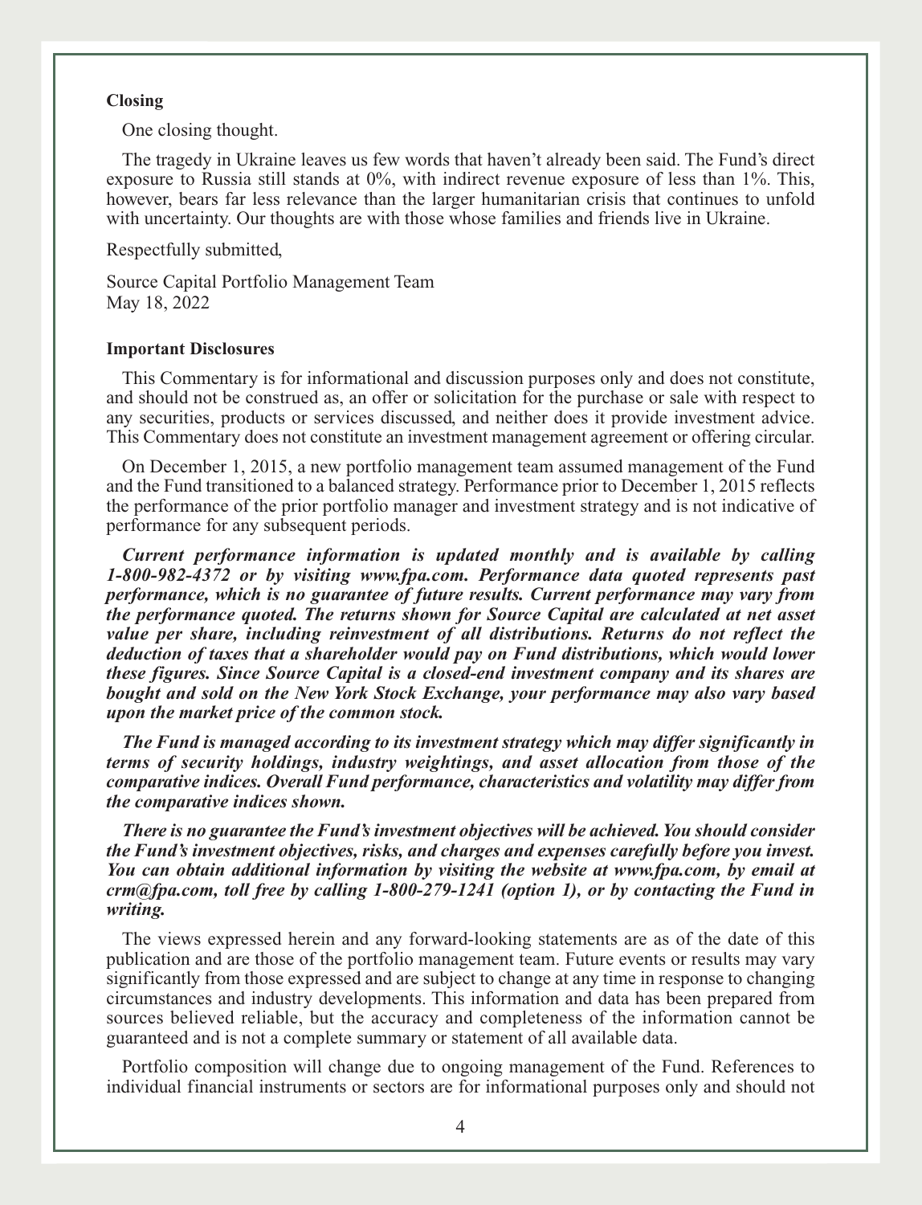**Closing**

One closing thought.

The tragedy in Ukraine leaves us few words that haven't already been said. The Fund's direct exposure to Russia still stands at 0%, with indirect revenue exposure of less than 1%. This, however, bears far less relevance than the larger humanitarian crisis that continues to unfold with uncertainty. Our thoughts are with those whose families and friends live in Ukraine.

Respectfully submitted,

Source Capital Portfolio Management Team
May 18, 2022

**Important Disclosures**

This Commentary is for informational and discussion purposes only and does not constitute, and should not be construed as, an offer or solicitation for the purchase or sale with respect to any securities, products or services discussed, and neither does it provide investment advice. This Commentary does not constitute an investment management agreement or offering circular.

On December 1, 2015, a new portfolio management team assumed management of the Fund and the Fund transitioned to a balanced strategy. Performance prior to December 1, 2015 reflects the performance of the prior portfolio manager and investment strategy and is not indicative of performance for any subsequent periods.

***Current performance information is updated monthly and is available by calling 1-800-982-4372 or by visiting www.fpa.com. Performance data quoted represents past performance, which is no guarantee of future results. Current performance may vary from the performance quoted. The returns shown for Source Capital are calculated at net asset value per share, including reinvestment of all distributions. Returns do not reflect the deduction of taxes that a shareholder would pay on Fund distributions, which would lower these figures. Since Source Capital is a closed-end investment company and its shares are bought and sold on the New York Stock Exchange, your performance may also vary based upon the market price of the common stock.***

***The Fund is managed according to its investment strategy which may differ significantly in terms of security holdings, industry weightings, and asset allocation from those of the comparative indices. Overall Fund performance, characteristics and volatility may differ from the comparative indices shown.***

***There is no guarantee the Fund's investment objectives will be achieved. You should consider the Fund's investment objectives, risks, and charges and expenses carefully before you invest. You can obtain additional information by visiting the website at www.fpa.com, by email at crm@fpa.com, toll free by calling 1-800-279-1241 (option 1), or by contacting the Fund in writing.***

The views expressed herein and any forward-looking statements are as of the date of this publication and are those of the portfolio management team. Future events or results may vary significantly from those expressed and are subject to change at any time in response to changing circumstances and industry developments. This information and data has been prepared from sources believed reliable, but the accuracy and completeness of the information cannot be guaranteed and is not a complete summary or statement of all available data.

Portfolio composition will change due to ongoing management of the Fund. References to individual financial instruments or sectors are for informational purposes only and should not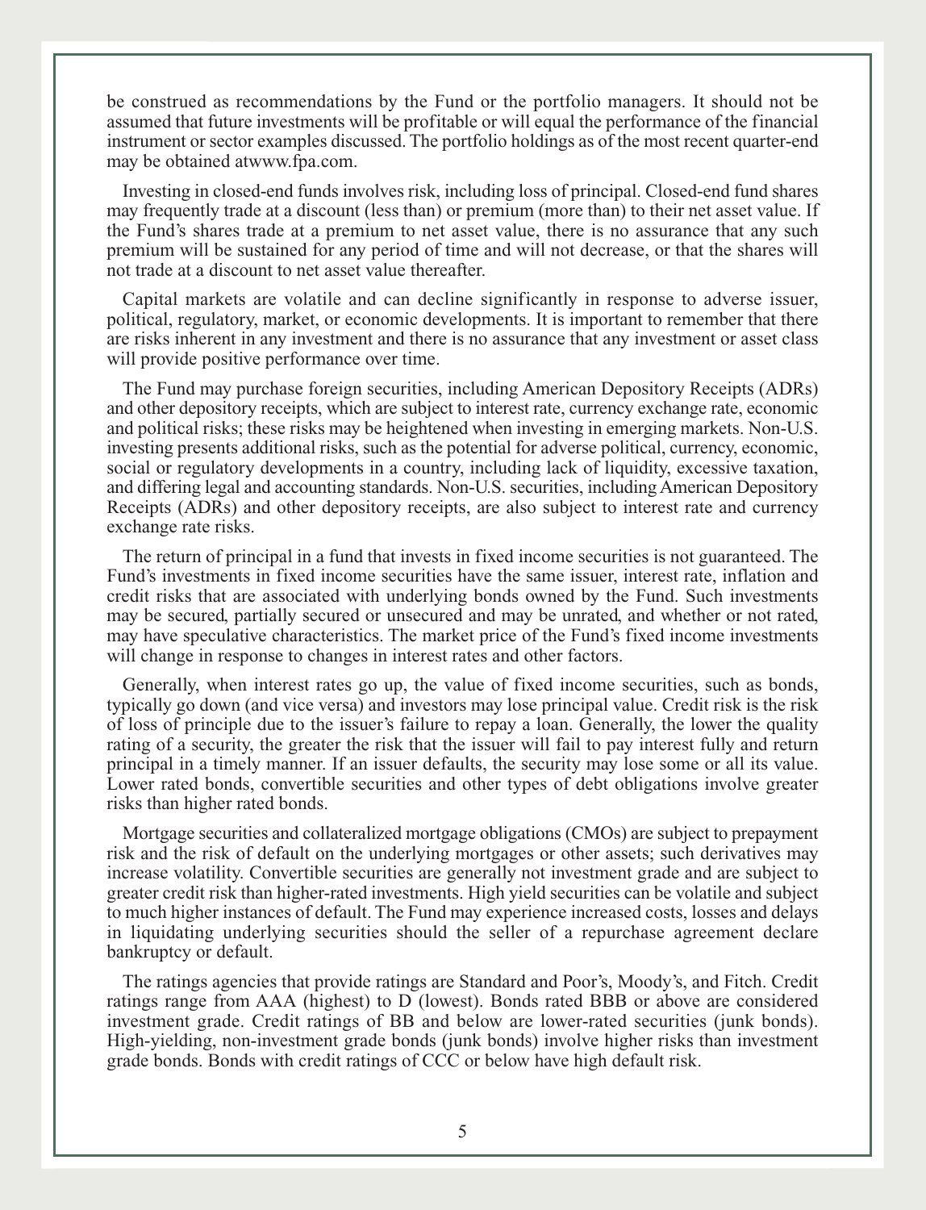be construed as recommendations by the Fund or the portfolio managers. It should not be assumed that future investments will be profitable or will equal the performance of the financial instrument or sector examples discussed. The portfolio holdings as of the most recent quarter-end may be obtained atwww.fpa.com.

Investing in closed-end funds involves risk, including loss of principal. Closed-end fund shares may frequently trade at a discount (less than) or premium (more than) to their net asset value. If the Fund's shares trade at a premium to net asset value, there is no assurance that any such premium will be sustained for any period of time and will not decrease, or that the shares will not trade at a discount to net asset value thereafter.

Capital markets are volatile and can decline significantly in response to adverse issuer, political, regulatory, market, or economic developments. It is important to remember that there are risks inherent in any investment and there is no assurance that any investment or asset class will provide positive performance over time.

The Fund may purchase foreign securities, including American Depository Receipts (ADRs) and other depository receipts, which are subject to interest rate, currency exchange rate, economic and political risks; these risks may be heightened when investing in emerging markets. Non-U.S. investing presents additional risks, such as the potential for adverse political, currency, economic, social or regulatory developments in a country, including lack of liquidity, excessive taxation, and differing legal and accounting standards. Non-U.S. securities, including American Depository Receipts (ADRs) and other depository receipts, are also subject to interest rate and currency exchange rate risks.

The return of principal in a fund that invests in fixed income securities is not guaranteed. The Fund's investments in fixed income securities have the same issuer, interest rate, inflation and credit risks that are associated with underlying bonds owned by the Fund. Such investments may be secured, partially secured or unsecured and may be unrated, and whether or not rated, may have speculative characteristics. The market price of the Fund's fixed income investments will change in response to changes in interest rates and other factors.

Generally, when interest rates go up, the value of fixed income securities, such as bonds, typically go down (and vice versa) and investors may lose principal value. Credit risk is the risk of loss of principle due to the issuer's failure to repay a loan. Generally, the lower the quality rating of a security, the greater the risk that the issuer will fail to pay interest fully and return principal in a timely manner. If an issuer defaults, the security may lose some or all its value. Lower rated bonds, convertible securities and other types of debt obligations involve greater risks than higher rated bonds.

Mortgage securities and collateralized mortgage obligations (CMOs) are subject to prepayment risk and the risk of default on the underlying mortgages or other assets; such derivatives may increase volatility. Convertible securities are generally not investment grade and are subject to greater credit risk than higher-rated investments. High yield securities can be volatile and subject to much higher instances of default. The Fund may experience increased costs, losses and delays in liquidating underlying securities should the seller of a repurchase agreement declare bankruptcy or default.

The ratings agencies that provide ratings are Standard and Poor's, Moody's, and Fitch. Credit ratings range from AAA (highest) to D (lowest). Bonds rated BBB or above are considered investment grade. Credit ratings of BB and below are lower-rated securities (junk bonds). High-yielding, non-investment grade bonds (junk bonds) involve higher risks than investment grade bonds. Bonds with credit ratings of CCC or below have high default risk.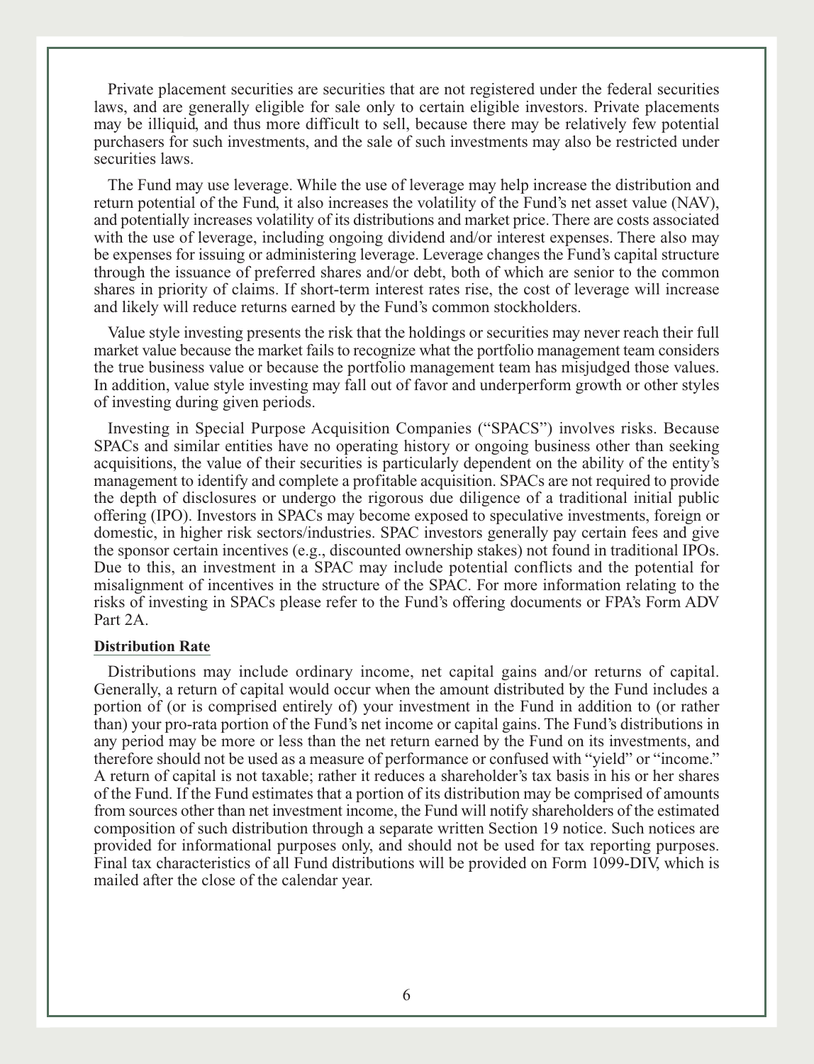Private placement securities are securities that are not registered under the federal securities laws, and are generally eligible for sale only to certain eligible investors. Private placements may be illiquid, and thus more difficult to sell, because there may be relatively few potential purchasers for such investments, and the sale of such investments may also be restricted under securities laws.

The Fund may use leverage. While the use of leverage may help increase the distribution and return potential of the Fund, it also increases the volatility of the Fund's net asset value (NAV), and potentially increases volatility of its distributions and market price. There are costs associated with the use of leverage, including ongoing dividend and/or interest expenses. There also may be expenses for issuing or administering leverage. Leverage changes the Fund's capital structure through the issuance of preferred shares and/or debt, both of which are senior to the common shares in priority of claims. If short-term interest rates rise, the cost of leverage will increase and likely will reduce returns earned by the Fund's common stockholders.

Value style investing presents the risk that the holdings or securities may never reach their full market value because the market fails to recognize what the portfolio management team considers the true business value or because the portfolio management team has misjudged those values. In addition, value style investing may fall out of favor and underperform growth or other styles of investing during given periods.

Investing in Special Purpose Acquisition Companies ("SPACS") involves risks. Because SPACs and similar entities have no operating history or ongoing business other than seeking acquisitions, the value of their securities is particularly dependent on the ability of the entity's management to identify and complete a profitable acquisition. SPACs are not required to provide the depth of disclosures or undergo the rigorous due diligence of a traditional initial public offering (IPO). Investors in SPACs may become exposed to speculative investments, foreign or domestic, in higher risk sectors/industries. SPAC investors generally pay certain fees and give the sponsor certain incentives (e.g., discounted ownership stakes) not found in traditional IPOs. Due to this, an investment in a SPAC may include potential conflicts and the potential for misalignment of incentives in the structure of the SPAC. For more information relating to the risks of investing in SPACs please refer to the Fund's offering documents or FPA's Form ADV Part 2A.

**Distribution Rate**

Distributions may include ordinary income, net capital gains and/or returns of capital. Generally, a return of capital would occur when the amount distributed by the Fund includes a portion of (or is comprised entirely of) your investment in the Fund in addition to (or rather than) your pro-rata portion of the Fund's net income or capital gains. The Fund's distributions in any period may be more or less than the net return earned by the Fund on its investments, and therefore should not be used as a measure of performance or confused with "yield" or "income." A return of capital is not taxable; rather it reduces a shareholder's tax basis in his or her shares of the Fund. If the Fund estimates that a portion of its distribution may be comprised of amounts from sources other than net investment income, the Fund will notify shareholders of the estimated composition of such distribution through a separate written Section 19 notice. Such notices are provided for informational purposes only, and should not be used for tax reporting purposes. Final tax characteristics of all Fund distributions will be provided on Form 1099-DIV, which is mailed after the close of the calendar year.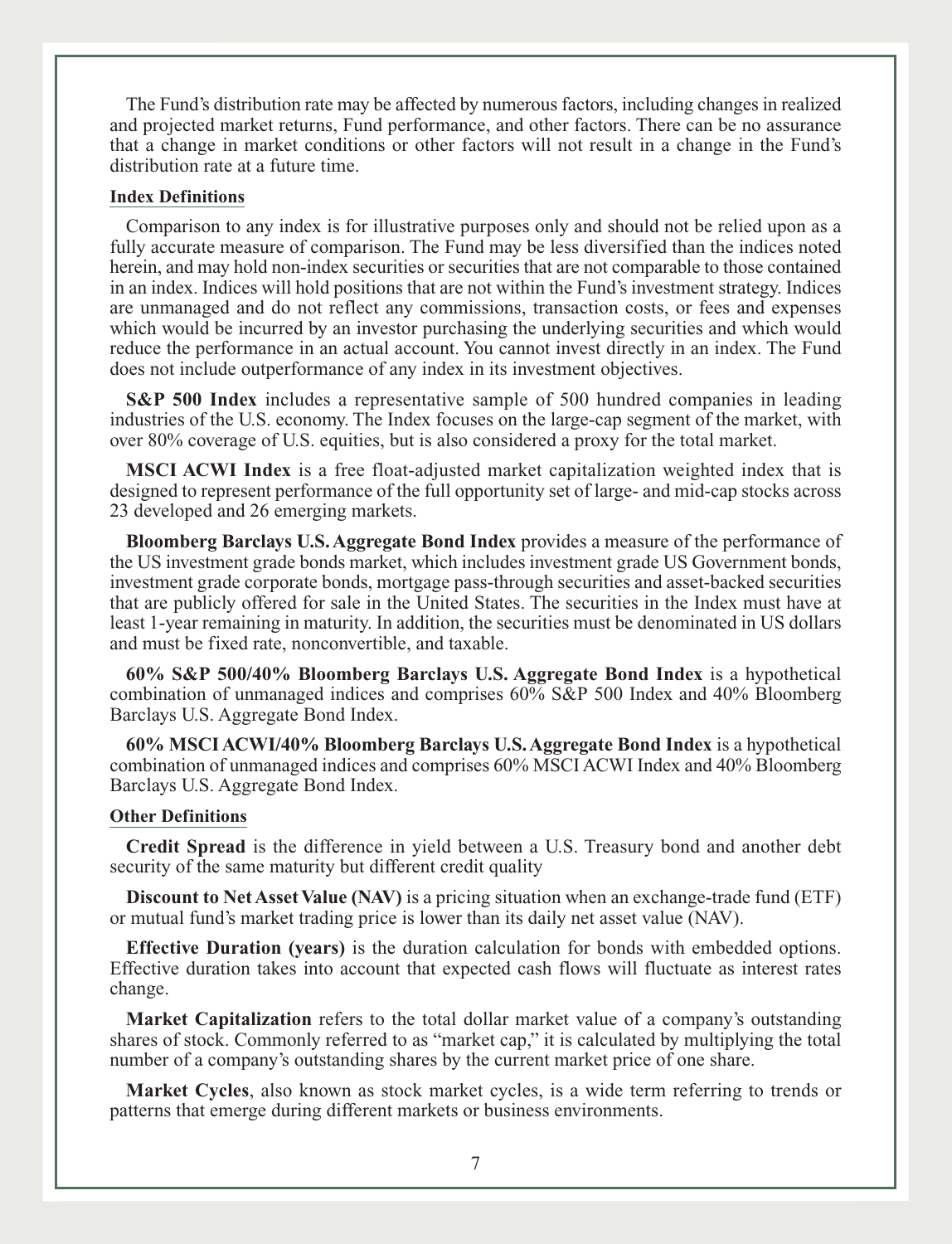The Fund's distribution rate may be affected by numerous factors, including changes in realized and projected market returns, Fund performance, and other factors. There can be no assurance that a change in market conditions or other factors will not result in a change in the Fund's distribution rate at a future time.

**Index Definitions**

Comparison to any index is for illustrative purposes only and should not be relied upon as a fully accurate measure of comparison. The Fund may be less diversified than the indices noted herein, and may hold non-index securities or securities that are not comparable to those contained in an index. Indices will hold positions that are not within the Fund's investment strategy. Indices are unmanaged and do not reflect any commissions, transaction costs, or fees and expenses which would be incurred by an investor purchasing the underlying securities and which would reduce the performance in an actual account. You cannot invest directly in an index. The Fund does not include outperformance of any index in its investment objectives.

**S&P 500 Index** includes a representative sample of 500 hundred companies in leading industries of the U.S. economy. The Index focuses on the large-cap segment of the market, with over 80% coverage of U.S. equities, but is also considered a proxy for the total market.

**MSCI ACWI Index** is a free float-adjusted market capitalization weighted index that is designed to represent performance of the full opportunity set of large- and mid-cap stocks across 23 developed and 26 emerging markets.

**Bloomberg Barclays U.S. Aggregate Bond Index** provides a measure of the performance of the US investment grade bonds market, which includes investment grade US Government bonds, investment grade corporate bonds, mortgage pass-through securities and asset-backed securities that are publicly offered for sale in the United States. The securities in the Index must have at least 1-year remaining in maturity. In addition, the securities must be denominated in US dollars and must be fixed rate, nonconvertible, and taxable.

**60% S&P 500/40% Bloomberg Barclays U.S. Aggregate Bond Index** is a hypothetical combination of unmanaged indices and comprises 60% S&P 500 Index and 40% Bloomberg Barclays U.S. Aggregate Bond Index.

**60% MSCI ACWI/40% Bloomberg Barclays U.S. Aggregate Bond Index** is a hypothetical combination of unmanaged indices and comprises 60% MSCI ACWI Index and 40% Bloomberg Barclays U.S. Aggregate Bond Index.

**Other Definitions**

**Credit Spread** is the difference in yield between a U.S. Treasury bond and another debt security of the same maturity but different credit quality

**Discount to Net Asset Value (NAV)** is a pricing situation when an exchange-trade fund (ETF) or mutual fund's market trading price is lower than its daily net asset value (NAV).

**Effective Duration (years)** is the duration calculation for bonds with embedded options. Effective duration takes into account that expected cash flows will fluctuate as interest rates change.

**Market Capitalization** refers to the total dollar market value of a company's outstanding shares of stock. Commonly referred to as "market cap," it is calculated by multiplying the total number of a company's outstanding shares by the current market price of one share.

**Market Cycles**, also known as stock market cycles, is a wide term referring to trends or patterns that emerge during different markets or business environments.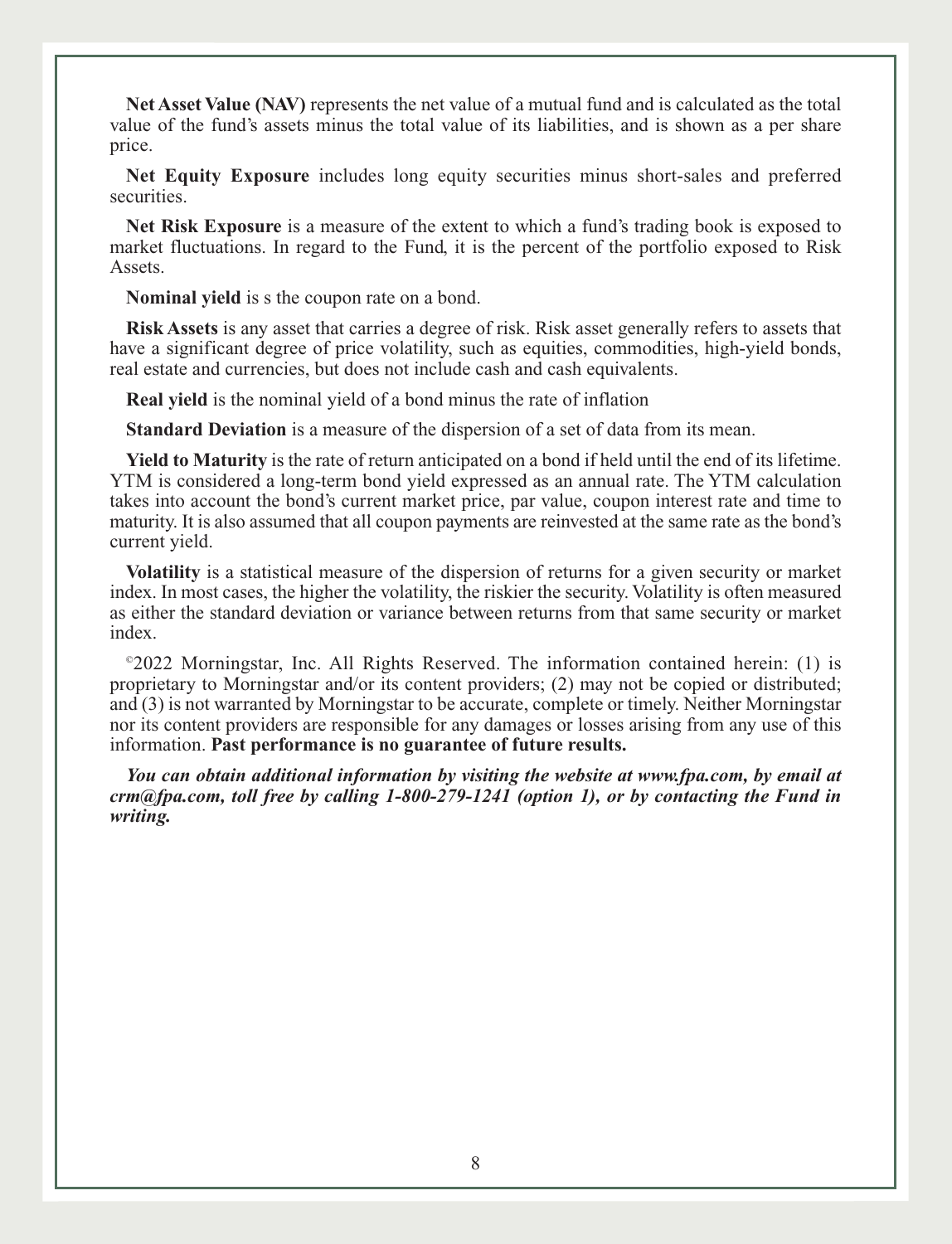**Net Asset Value (NAV)** represents the net value of a mutual fund and is calculated as the total value of the fund's assets minus the total value of its liabilities, and is shown as a per share price.

**Net Equity Exposure** includes long equity securities minus short-sales and preferred securities.

**Net Risk Exposure** is a measure of the extent to which a fund's trading book is exposed to market fluctuations. In regard to the Fund, it is the percent of the portfolio exposed to Risk Assets.

**Nominal yield** is s the coupon rate on a bond.

**Risk Assets** is any asset that carries a degree of risk. Risk asset generally refers to assets that have a significant degree of price volatility, such as equities, commodities, high-yield bonds, real estate and currencies, but does not include cash and cash equivalents.

**Real yield** is the nominal yield of a bond minus the rate of inflation

**Standard Deviation** is a measure of the dispersion of a set of data from its mean.

**Yield to Maturity** is the rate of return anticipated on a bond if held until the end of its lifetime. YTM is considered a long-term bond yield expressed as an annual rate. The YTM calculation takes into account the bond's current market price, par value, coupon interest rate and time to maturity. It is also assumed that all coupon payments are reinvested at the same rate as the bond's current yield.

**Volatility** is a statistical measure of the dispersion of returns for a given security or market index. In most cases, the higher the volatility, the riskier the security. Volatility is often measured as either the standard deviation or variance between returns from that same security or market index.

©2022 Morningstar, Inc. All Rights Reserved. The information contained herein: (1) is proprietary to Morningstar and/or its content providers; (2) may not be copied or distributed; and (3) is not warranted by Morningstar to be accurate, complete or timely. Neither Morningstar nor its content providers are responsible for any damages or losses arising from any use of this information. **Past performance is no guarantee of future results.**

***You can obtain additional information by visiting the website at www.fpa.com, by email at crm@fpa.com, toll free by calling 1-800-279-1241 (option 1), or by contacting the Fund in writing.***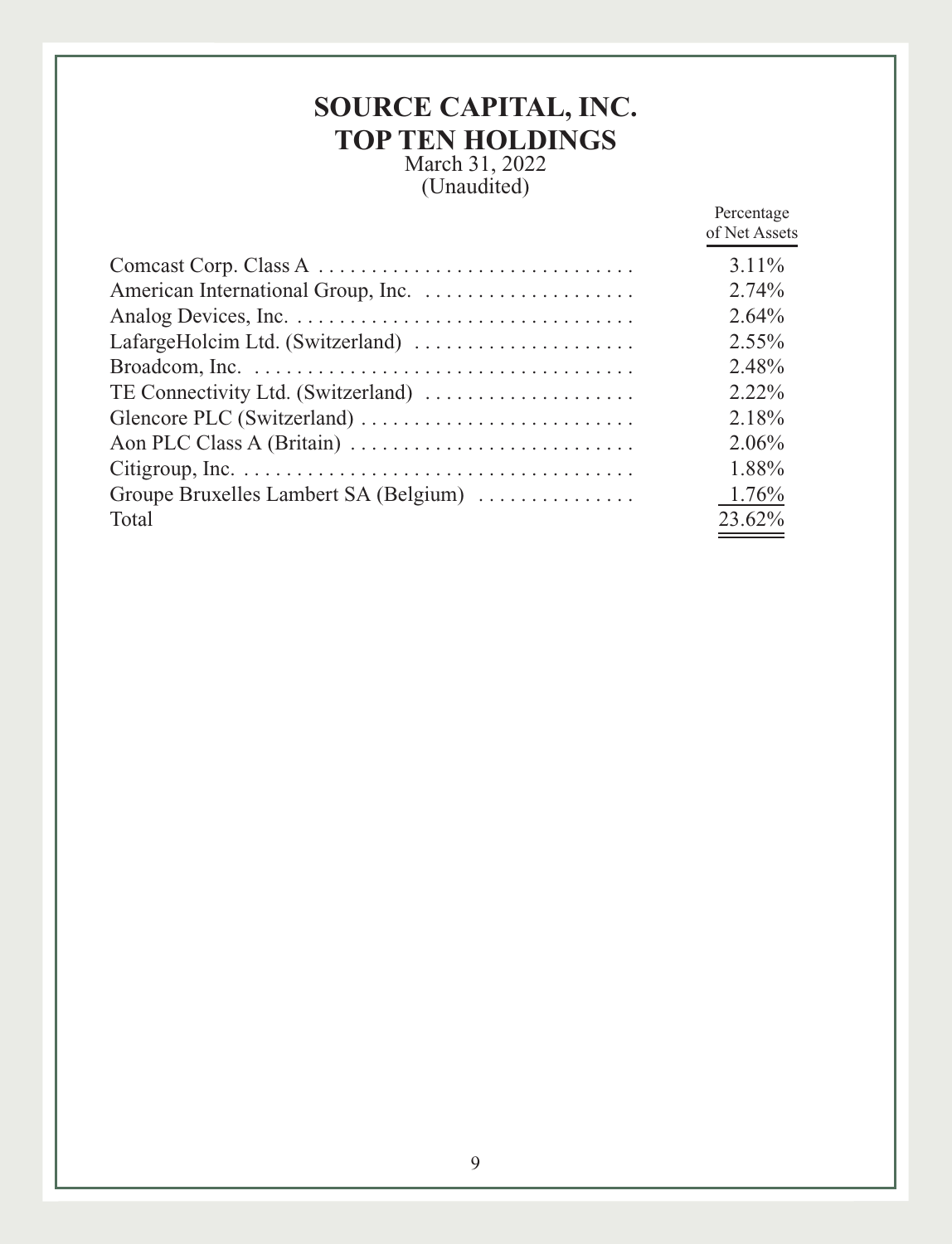# SOURCE CAPITAL, INC.
# TOP TEN HOLDINGS

March 31, 2022
(Unaudited)

| | Percentage of Net Assets |
|---|---|
| Comcast Corp. Class A | 3.11% |
| American International Group, Inc. | 2.74% |
| Analog Devices, Inc. | 2.64% |
| LafargeHolcim Ltd. (Switzerland) | 2.55% |
| Broadcom, Inc. | 2.48% |
| TE Connectivity Ltd. (Switzerland) | 2.22% |
| Glencore PLC (Switzerland) | 2.18% |
| Aon PLC Class A (Britain) | 2.06% |
| Citigroup, Inc. | 1.88% |
| Groupe Bruxelles Lambert SA (Belgium) | 1.76% |
| Total | 23.62% |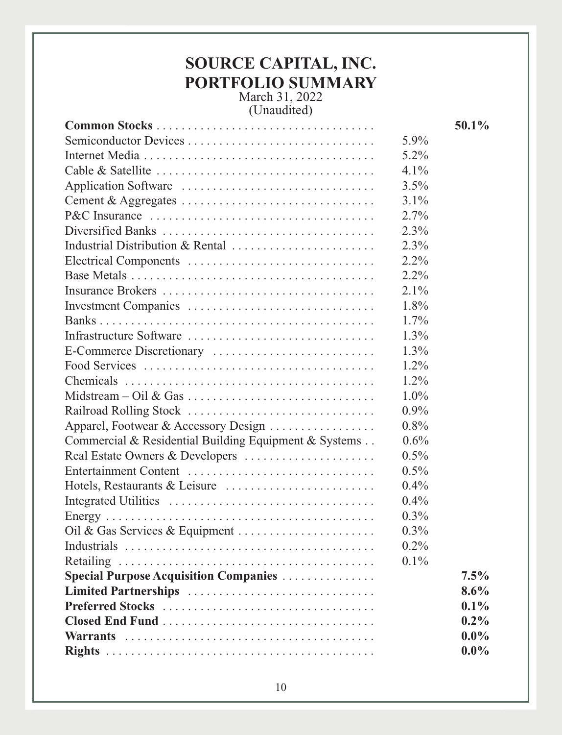# SOURCE CAPITAL, INC.
# PORTFOLIO SUMMARY

March 31, 2022
(Unaudited)

| | | |
|---|---|---|
| **Common Stocks** | | **50.1%** |
| Semiconductor Devices | 5.9% | |
| Internet Media | 5.2% | |
| Cable & Satellite | 4.1% | |
| Application Software | 3.5% | |
| Cement & Aggregates | 3.1% | |
| P&C Insurance | 2.7% | |
| Diversified Banks | 2.3% | |
| Industrial Distribution & Rental | 2.3% | |
| Electrical Components | 2.2% | |
| Base Metals | 2.2% | |
| Insurance Brokers | 2.1% | |
| Investment Companies | 1.8% | |
| Banks | 1.7% | |
| Infrastructure Software | 1.3% | |
| E-Commerce Discretionary | 1.3% | |
| Food Services | 1.2% | |
| Chemicals | 1.2% | |
| Midstream – Oil & Gas | 1.0% | |
| Railroad Rolling Stock | 0.9% | |
| Apparel, Footwear & Accessory Design | 0.8% | |
| Commercial & Residential Building Equipment & Systems | 0.6% | |
| Real Estate Owners & Developers | 0.5% | |
| Entertainment Content | 0.5% | |
| Hotels, Restaurants & Leisure | 0.4% | |
| Integrated Utilities | 0.4% | |
| Energy | 0.3% | |
| Oil & Gas Services & Equipment | 0.3% | |
| Industrials | 0.2% | |
| Retailing | 0.1% | |
| **Special Purpose Acquisition Companies** | | **7.5%** |
| **Limited Partnerships** | | **8.6%** |
| **Preferred Stocks** | | **0.1%** |
| **Closed End Fund** | | **0.2%** |
| **Warrants** | | **0.0%** |
| **Rights** | | **0.0%** |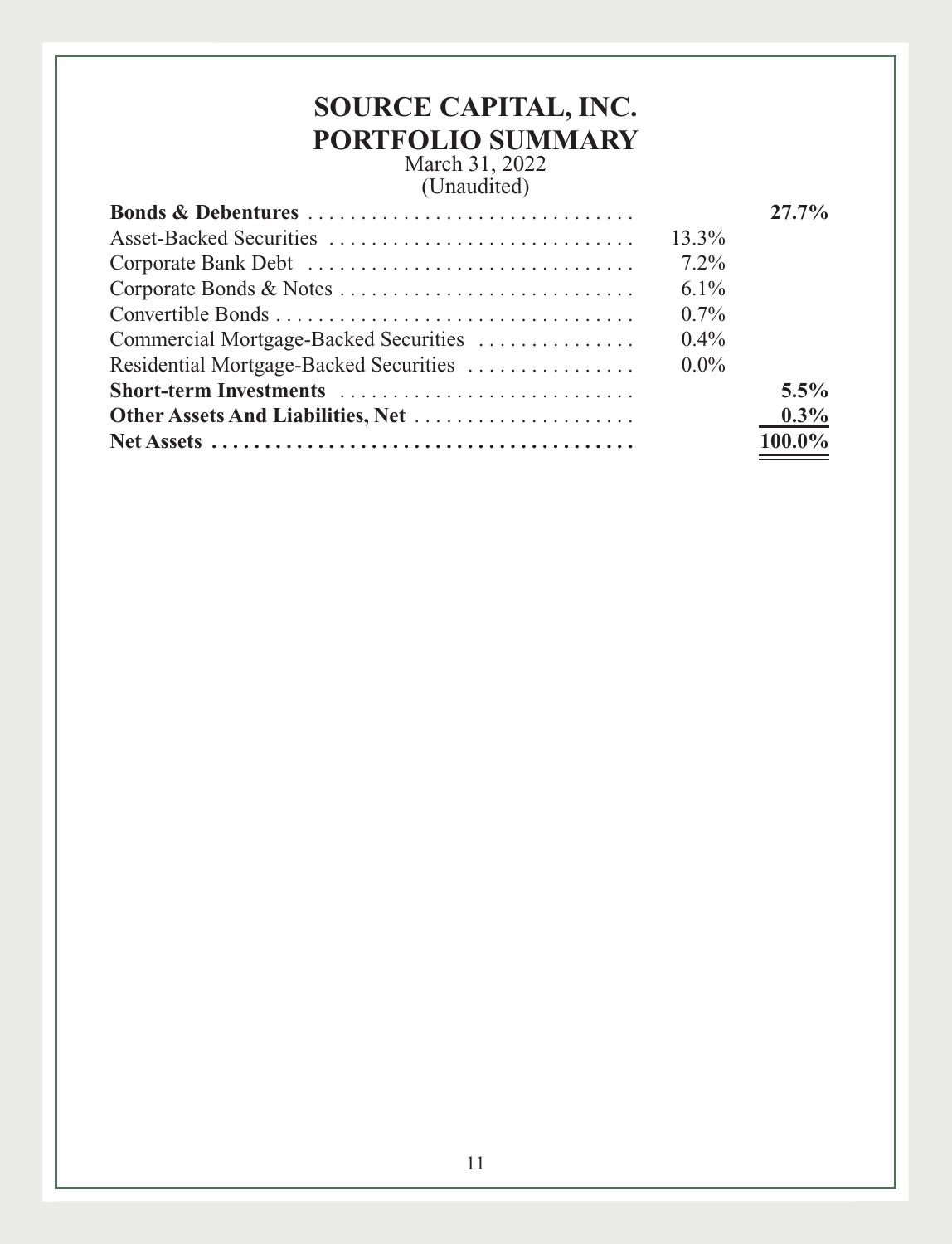# SOURCE CAPITAL, INC.
## PORTFOLIO SUMMARY
March 31, 2022
(Unaudited)

| | | |
|---|---|---|
| **Bonds & Debentures** | | **27.7%** |
| Asset-Backed Securities | 13.3% | |
| Corporate Bank Debt | 7.2% | |
| Corporate Bonds & Notes | 6.1% | |
| Convertible Bonds | 0.7% | |
| Commercial Mortgage-Backed Securities | 0.4% | |
| Residential Mortgage-Backed Securities | 0.0% | |
| **Short-term Investments** | | **5.5%** |
| **Other Assets And Liabilities, Net** | | **0.3%** |
| **Net Assets** | | **100.0%** |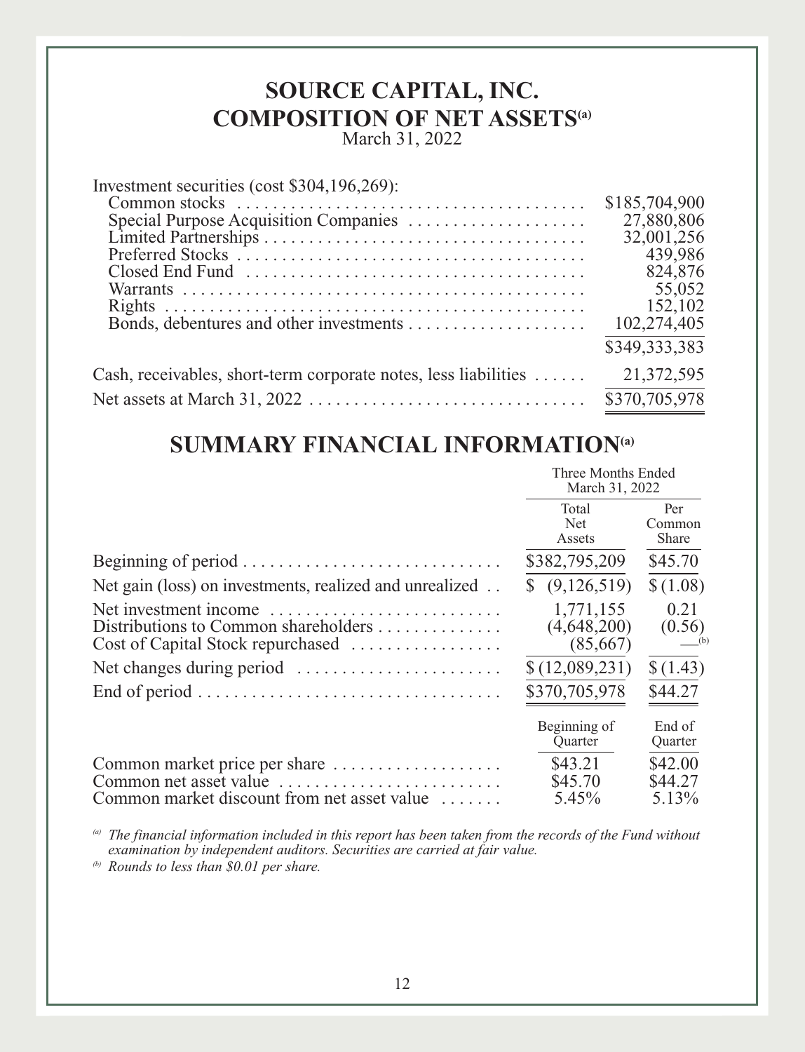# SOURCE CAPITAL, INC.
# COMPOSITION OF NET ASSETS[a]

March 31, 2022

| | |
|---|---|
| Investment securities (cost $304,196,269): | |
| Common stocks | $185,704,900 |
| Special Purpose Acquisition Companies | 27,880,806 |
| Limited Partnerships | 32,001,256 |
| Preferred Stocks | 439,986 |
| Closed End Fund | 824,876 |
| Warrants | 55,052 |
| Rights | 152,102 |
| Bonds, debentures and other investments | 102,274,405 |
| | $349,333,383 |
| Cash, receivables, short-term corporate notes, less liabilities | 21,372,595 |
| Net assets at March 31, 2022 | $370,705,978 |

## SUMMARY FINANCIAL INFORMATION[a]

| | Three Months Ended March 31, 2022 | |
|---|---|---|
| | Total Net Assets | Per Common Share |
| Beginning of period | $382,795,209 | $45.70 |
| Net gain (loss) on investments, realized and unrealized | $ (9,126,519) | $ (1.08) |
| Net investment income | 1,771,155 | 0.21 |
| Distributions to Common shareholders | (4,648,200) | (0.56) |
| Cost of Capital Stock repurchased | (85,667) | —[b] |
| Net changes during period | $ (12,089,231) | $ (1.43) |
| End of period | $370,705,978 | $44.27 |

| | Beginning of Quarter | End of Quarter |
|---|---|---|
| Common market price per share | $43.21 | $42.00 |
| Common net asset value | $45.70 | $44.27 |
| Common market discount from net asset value | 5.45% | 5.13% |

[a] *The financial information included in this report has been taken from the records of the Fund without examination by independent auditors. Securities are carried at fair value.*

[b] *Rounds to less than $0.01 per share.*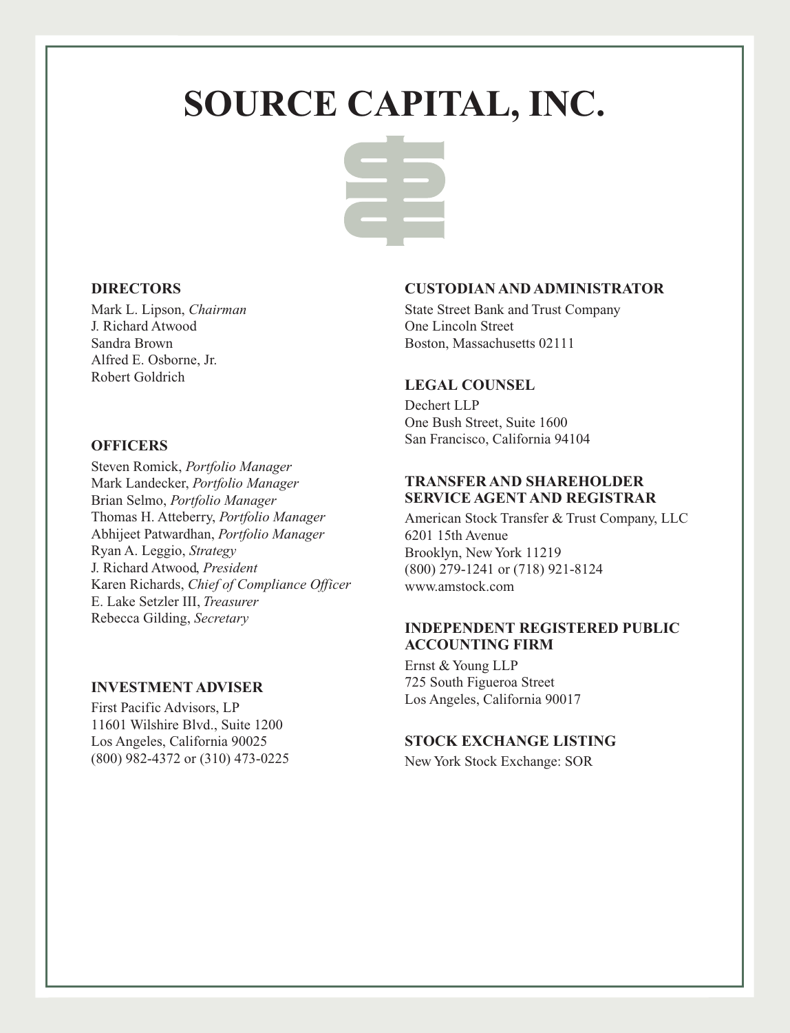# SOURCE CAPITAL, INC.

## DIRECTORS

Mark L. Lipson, *Chairman*
J. Richard Atwood
Sandra Brown
Alfred E. Osborne, Jr.
Robert Goldrich

## OFFICERS

Steven Romick, *Portfolio Manager*
Mark Landecker, *Portfolio Manager*
Brian Selmo, *Portfolio Manager*
Thomas H. Atteberry, *Portfolio Manager*
Abhijeet Patwardhan, *Portfolio Manager*
Ryan A. Leggio, *Strategy*
J. Richard Atwood, *President*
Karen Richards, *Chief of Compliance Officer*
E. Lake Setzler III, *Treasurer*
Rebecca Gilding, *Secretary*

## INVESTMENT ADVISER

First Pacific Advisors, LP
11601 Wilshire Blvd., Suite 1200
Los Angeles, California 90025
(800) 982-4372 or (310) 473-0225

## CUSTODIAN AND ADMINISTRATOR

State Street Bank and Trust Company
One Lincoln Street
Boston, Massachusetts 02111

## LEGAL COUNSEL

Dechert LLP
One Bush Street, Suite 1600
San Francisco, California 94104

## TRANSFER AND SHAREHOLDER SERVICE AGENT AND REGISTRAR

American Stock Transfer & Trust Company, LLC
6201 15th Avenue
Brooklyn, New York 11219
(800) 279-1241 or (718) 921-8124
www.amstock.com

## INDEPENDENT REGISTERED PUBLIC ACCOUNTING FIRM

Ernst & Young LLP
725 South Figueroa Street
Los Angeles, California 90017

## STOCK EXCHANGE LISTING

New York Stock Exchange: SOR